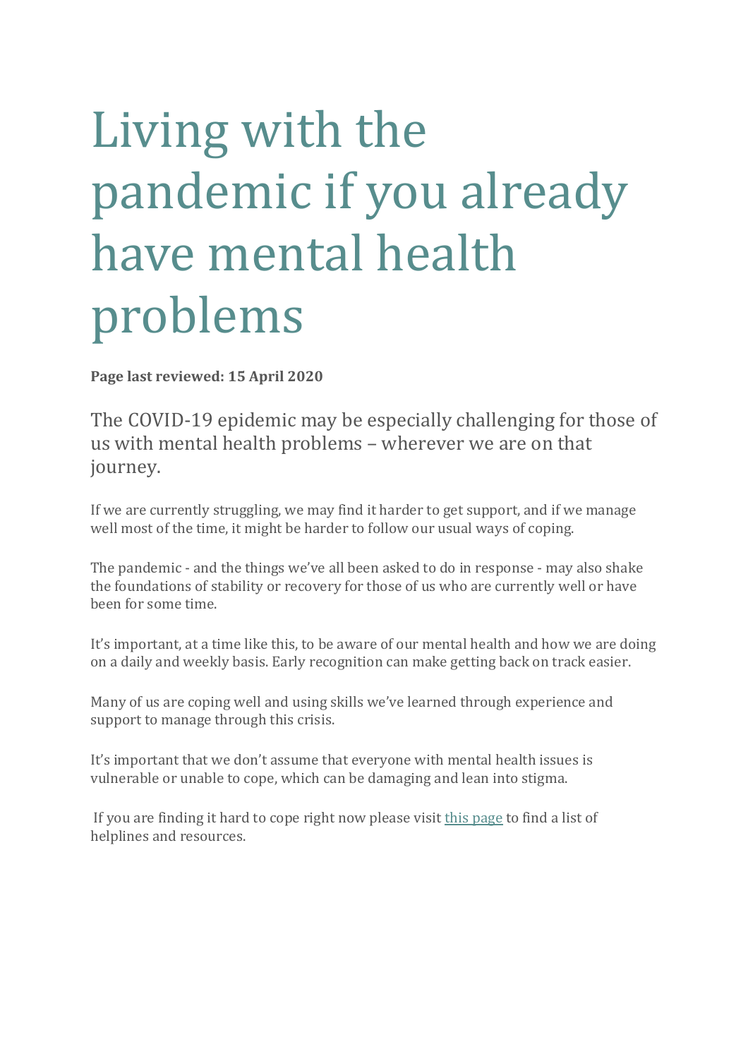# Living with the pandemic if you already have mental health problems

**Page last reviewed: 15 April 2020**

The COVID-19 epidemic may be especially challenging for those of us with mental health problems – wherever we are on that journey.

If we are currently struggling, we may find it harder to get support, and if we manage well most of the time, it might be harder to follow our usual ways of coping.

The pandemic - and the things we've all been asked to do in response - may also shake the foundations of stability or recovery for those of us who are currently well or have been for some time.

It's important, at a time like this, to be aware of our mental health and how we are doing on a daily and weekly basis. Early recognition can make getting back on track easier.

Many of us are coping well and using skills we've learned through experience and support to manage through this crisis.

It's important that we don't assume that everyone with mental health issues is vulnerable or unable to cope, which can be damaging and lean into stigma.

If you are finding it hard to cope right now please visit [this page] to find a list of helplines and resources.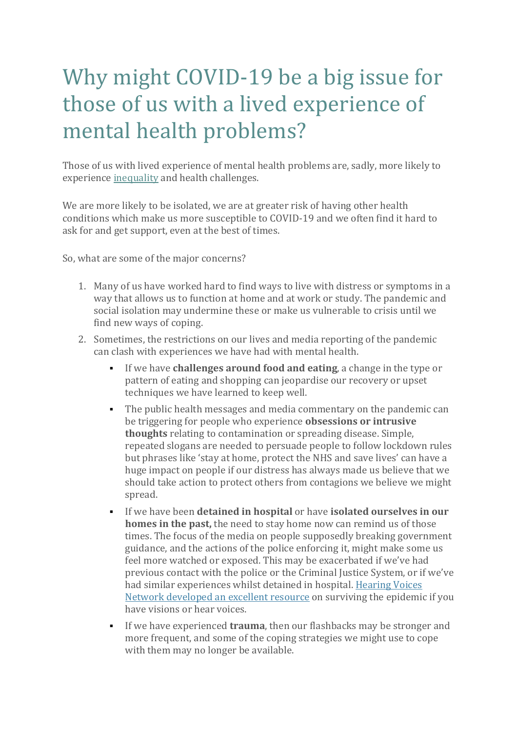# Why might COVID-19 be a big issue for those of us with a lived experience of mental health problems?

Those of us with lived experience of mental health problems are, sadly, more likely to experience inequality and health challenges.

We are more likely to be isolated, we are at greater risk of having other health conditions which make us more susceptible to COVID-19 and we often find it hard to ask for and get support, even at the best of times.

So, what are some of the major concerns?

1. Many of us have worked hard to find ways to live with distress or symptoms in a way that allows us to function at home and at work or study. The pandemic and social isolation may undermine these or make us vulnerable to crisis until we find new ways of coping.
2. Sometimes, the restrictions on our lives and media reporting of the pandemic can clash with experiences we have had with mental health.
   - If we have **challenges around food and eating**, a change in the type or pattern of eating and shopping can jeopardise our recovery or upset techniques we have learned to keep well.
   - The public health messages and media commentary on the pandemic can be triggering for people who experience **obsessions or intrusive thoughts** relating to contamination or spreading disease. Simple, repeated slogans are needed to persuade people to follow lockdown rules but phrases like 'stay at home, protect the NHS and save lives' can have a huge impact on people if our distress has always made us believe that we should take action to protect others from contagions we believe we might spread.
   - If we have been **detained in hospital** or have **isolated ourselves in our homes in the past,** the need to stay home now can remind us of those times. The focus of the media on people supposedly breaking government guidance, and the actions of the police enforcing it, might make some us feel more watched or exposed. This may be exacerbated if we've had previous contact with the police or the Criminal Justice System, or if we've had similar experiences whilst detained in hospital. Hearing Voices Network developed an excellent resource on surviving the epidemic if you have visions or hear voices.
   - If we have experienced **trauma**, then our flashbacks may be stronger and more frequent, and some of the coping strategies we might use to cope with them may no longer be available.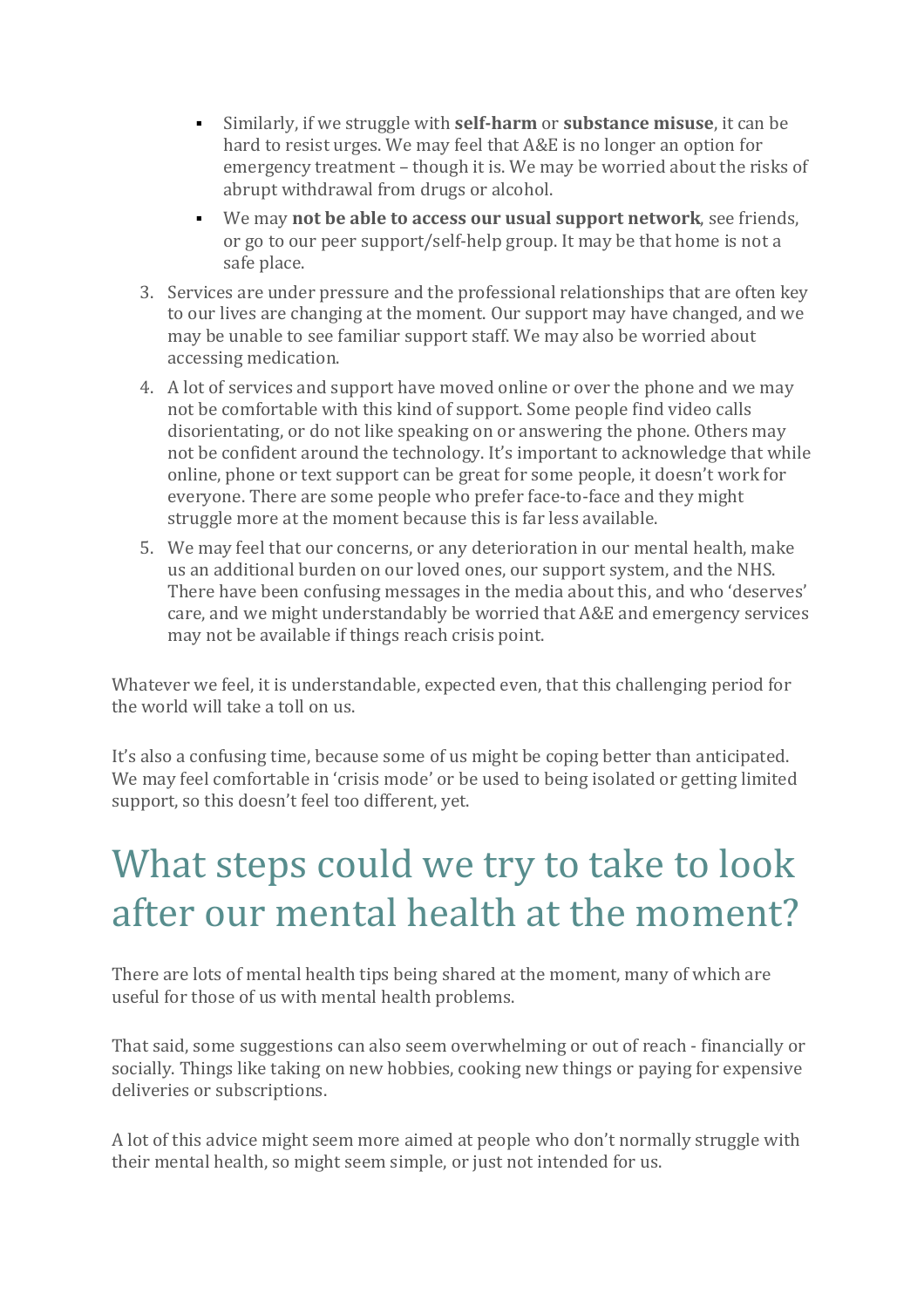- Similarly, if we struggle with **self-harm** or **substance misuse**, it can be hard to resist urges. We may feel that A&E is no longer an option for emergency treatment – though it is. We may be worried about the risks of abrupt withdrawal from drugs or alcohol.
  - We may **not be able to access our usual support network**, see friends, or go to our peer support/self-help group. It may be that home is not a safe place.

3. Services are under pressure and the professional relationships that are often key to our lives are changing at the moment. Our support may have changed, and we may be unable to see familiar support staff. We may also be worried about accessing medication.
4. A lot of services and support have moved online or over the phone and we may not be comfortable with this kind of support. Some people find video calls disorientating, or do not like speaking on or answering the phone. Others may not be confident around the technology. It's important to acknowledge that while online, phone or text support can be great for some people, it doesn't work for everyone. There are some people who prefer face-to-face and they might struggle more at the moment because this is far less available.
5. We may feel that our concerns, or any deterioration in our mental health, make us an additional burden on our loved ones, our support system, and the NHS. There have been confusing messages in the media about this, and who 'deserves' care, and we might understandably be worried that A&E and emergency services may not be available if things reach crisis point.

Whatever we feel, it is understandable, expected even, that this challenging period for the world will take a toll on us.

It's also a confusing time, because some of us might be coping better than anticipated. We may feel comfortable in 'crisis mode' or be used to being isolated or getting limited support, so this doesn't feel too different, yet.

# What steps could we try to take to look after our mental health at the moment?

There are lots of mental health tips being shared at the moment, many of which are useful for those of us with mental health problems.

That said, some suggestions can also seem overwhelming or out of reach - financially or socially. Things like taking on new hobbies, cooking new things or paying for expensive deliveries or subscriptions.

A lot of this advice might seem more aimed at people who don't normally struggle with their mental health, so might seem simple, or just not intended for us.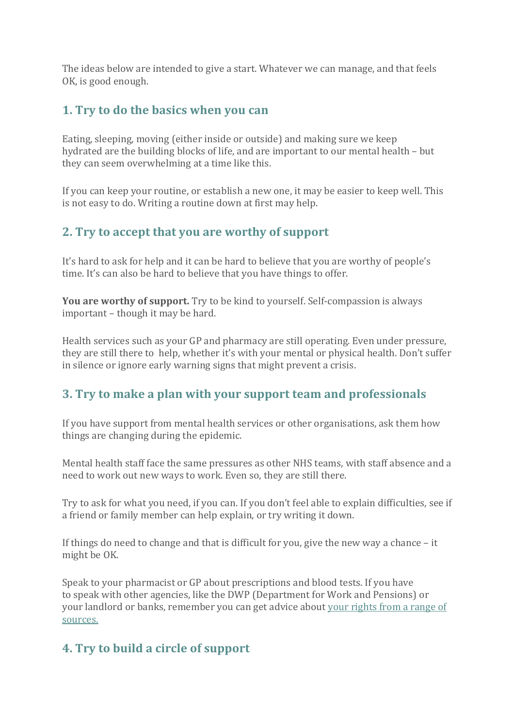The ideas below are intended to give a start. Whatever we can manage, and that feels OK, is good enough.

## 1. Try to do the basics when you can

Eating, sleeping, moving (either inside or outside) and making sure we keep hydrated are the building blocks of life, and are important to our mental health – but they can seem overwhelming at a time like this.

If you can keep your routine, or establish a new one, it may be easier to keep well. This is not easy to do. Writing a routine down at first may help.

## 2. Try to accept that you are worthy of support

It's hard to ask for help and it can be hard to believe that you are worthy of people's time. It's can also be hard to believe that you have things to offer.

**You are worthy of support.** Try to be kind to yourself. Self-compassion is always important – though it may be hard.

Health services such as your GP and pharmacy are still operating. Even under pressure, they are still there to help, whether it's with your mental or physical health. Don't suffer in silence or ignore early warning signs that might prevent a crisis.

## 3. Try to make a plan with your support team and professionals

If you have support from mental health services or other organisations, ask them how things are changing during the epidemic.

Mental health staff face the same pressures as other NHS teams, with staff absence and a need to work out new ways to work. Even so, they are still there.

Try to ask for what you need, if you can. If you don't feel able to explain difficulties, see if a friend or family member can help explain, or try writing it down.

If things do need to change and that is difficult for you, give the new way a chance – it might be OK.

Speak to your pharmacist or GP about prescriptions and blood tests. If you have to speak with other agencies, like the DWP (Department for Work and Pensions) or your landlord or banks, remember you can get advice about your rights from a range of sources.

## 4. Try to build a circle of support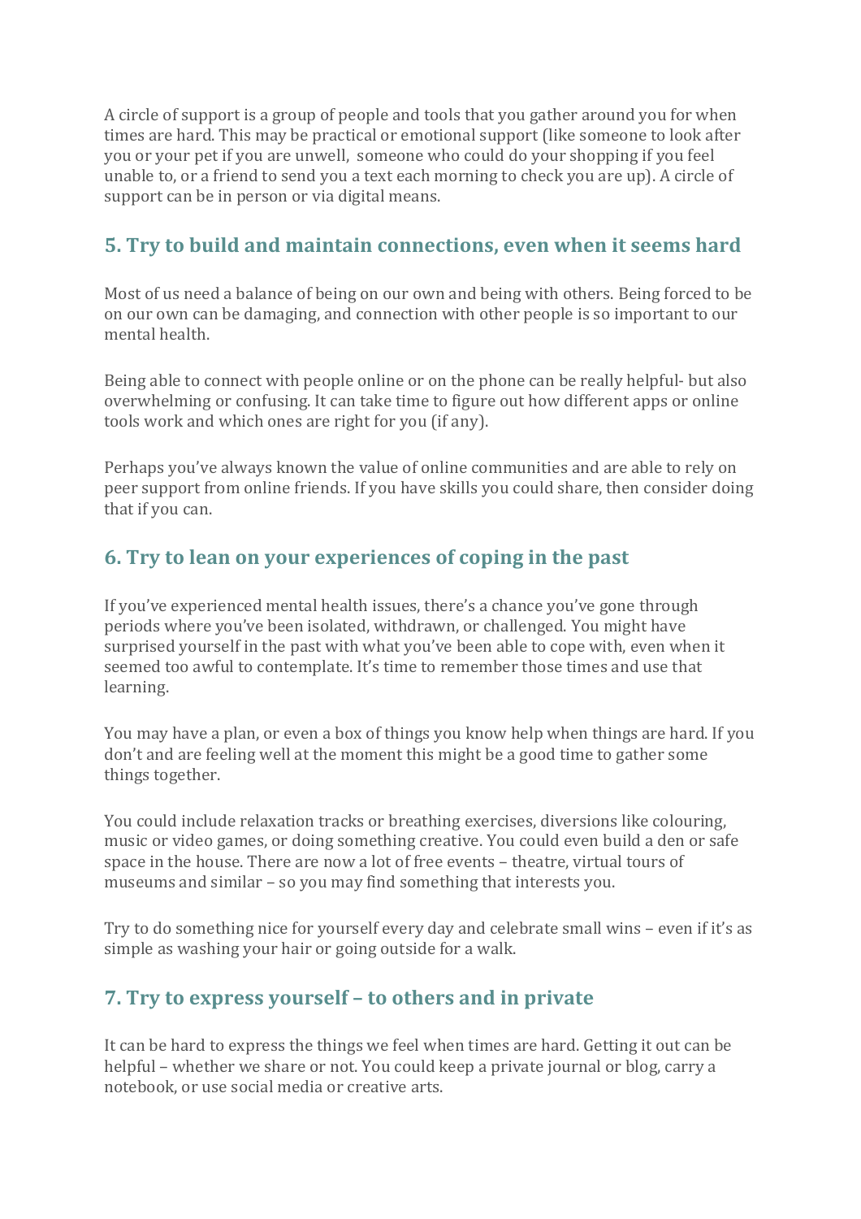A circle of support is a group of people and tools that you gather around you for when times are hard. This may be practical or emotional support (like someone to look after you or your pet if you are unwell, someone who could do your shopping if you feel unable to, or a friend to send you a text each morning to check you are up). A circle of support can be in person or via digital means.

## 5. Try to build and maintain connections, even when it seems hard

Most of us need a balance of being on our own and being with others. Being forced to be on our own can be damaging, and connection with other people is so important to our mental health.

Being able to connect with people online or on the phone can be really helpful- but also overwhelming or confusing. It can take time to figure out how different apps or online tools work and which ones are right for you (if any).

Perhaps you've always known the value of online communities and are able to rely on peer support from online friends. If you have skills you could share, then consider doing that if you can.

## 6. Try to lean on your experiences of coping in the past

If you've experienced mental health issues, there's a chance you've gone through periods where you've been isolated, withdrawn, or challenged. You might have surprised yourself in the past with what you've been able to cope with, even when it seemed too awful to contemplate. It's time to remember those times and use that learning.

You may have a plan, or even a box of things you know help when things are hard. If you don't and are feeling well at the moment this might be a good time to gather some things together.

You could include relaxation tracks or breathing exercises, diversions like colouring, music or video games, or doing something creative. You could even build a den or safe space in the house. There are now a lot of free events – theatre, virtual tours of museums and similar – so you may find something that interests you.

Try to do something nice for yourself every day and celebrate small wins – even if it's as simple as washing your hair or going outside for a walk.

## 7. Try to express yourself – to others and in private

It can be hard to express the things we feel when times are hard. Getting it out can be helpful – whether we share or not. You could keep a private journal or blog, carry a notebook, or use social media or creative arts.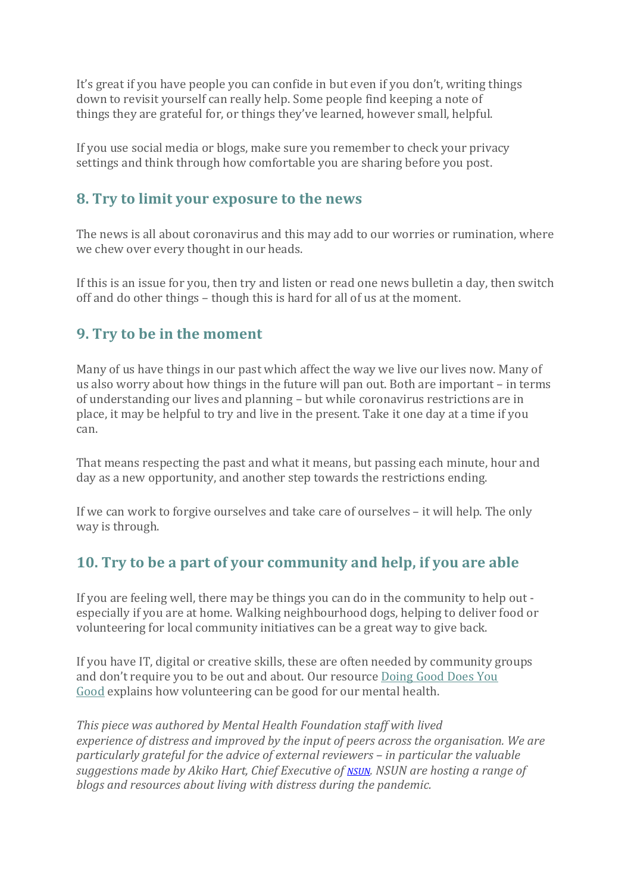It's great if you have people you can confide in but even if you don't, writing things down to revisit yourself can really help. Some people find keeping a note of things they are grateful for, or things they've learned, however small, helpful.

If you use social media or blogs, make sure you remember to check your privacy settings and think through how comfortable you are sharing before you post.

## 8. Try to limit your exposure to the news

The news is all about coronavirus and this may add to our worries or rumination, where we chew over every thought in our heads.

If this is an issue for you, then try and listen or read one news bulletin a day, then switch off and do other things – though this is hard for all of us at the moment.

## 9. Try to be in the moment

Many of us have things in our past which affect the way we live our lives now. Many of us also worry about how things in the future will pan out. Both are important – in terms of understanding our lives and planning – but while coronavirus restrictions are in place, it may be helpful to try and live in the present. Take it one day at a time if you can.

That means respecting the past and what it means, but passing each minute, hour and day as a new opportunity, and another step towards the restrictions ending.

If we can work to forgive ourselves and take care of ourselves – it will help. The only way is through.

## 10. Try to be a part of your community and help, if you are able

If you are feeling well, there may be things you can do in the community to help out - especially if you are at home. Walking neighbourhood dogs, helping to deliver food or volunteering for local community initiatives can be a great way to give back.

If you have IT, digital or creative skills, these are often needed by community groups and don't require you to be out and about. Our resource Doing Good Does You Good explains how volunteering can be good for our mental health.

*This piece was authored by Mental Health Foundation staff with lived experience of distress and improved by the input of peers across the organisation. We are particularly grateful for the advice of external reviewers – in particular the valuable suggestions made by Akiko Hart, Chief Executive of NSUN. NSUN are hosting a range of blogs and resources about living with distress during the pandemic.*